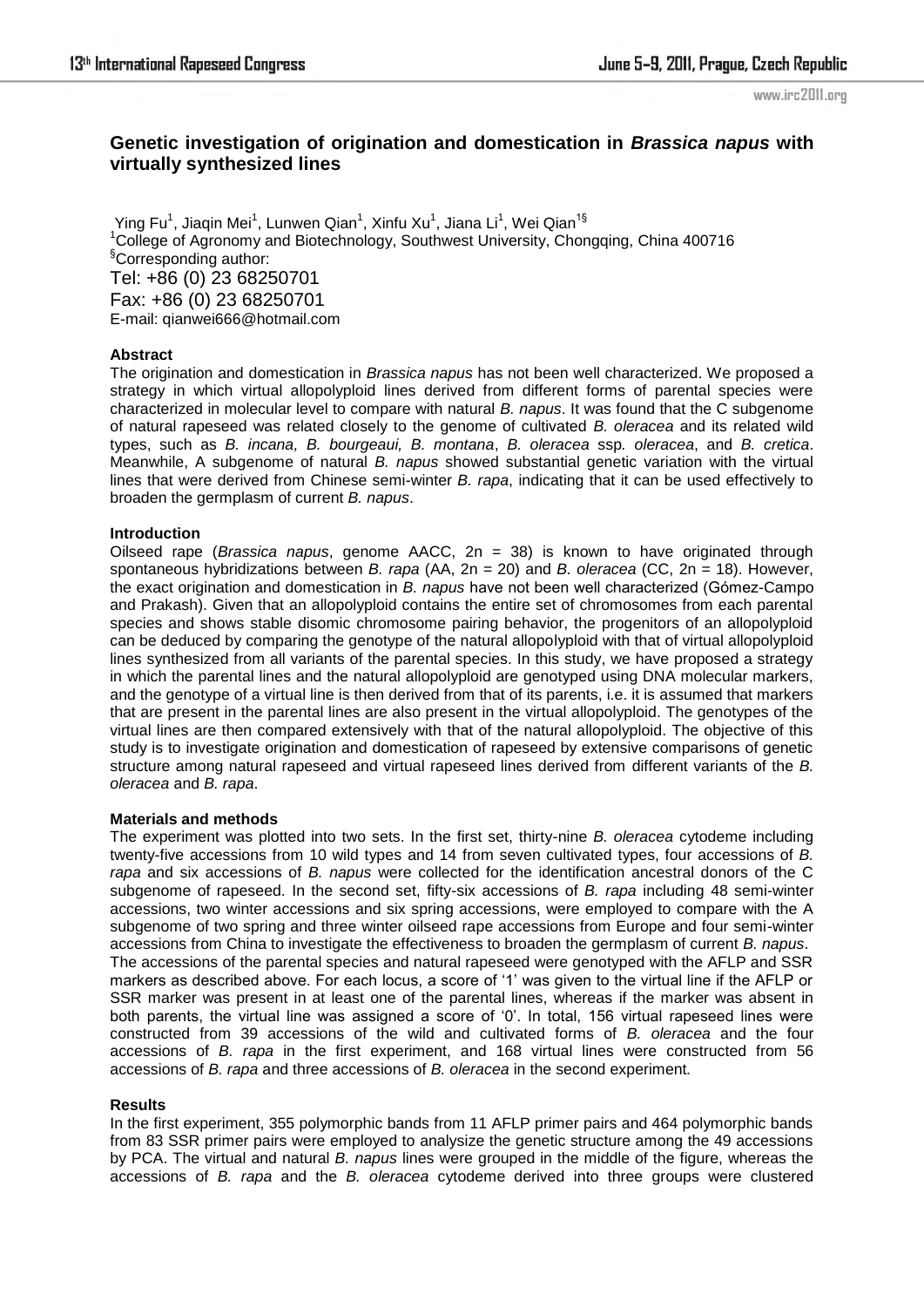# Genetic investigation of origination and domestication in *Brassica napus* with virtually synthesized lines

Ying Fu[1], Jiaqin Mei[1], Lunwen Qian[1], Xinfu Xu[1], Jiana Li[1], Wei Qian[1§]

[1]College of Agronomy and Biotechnology, Southwest University, Chongqing, China 400716

[§]Corresponding author:

Tel: +86 (0) 23 68250701

Fax: +86 (0) 23 68250701

E-mail: qianwei666@hotmail.com

## Abstract

The origination and domestication in *Brassica napus* has not been well characterized. We proposed a strategy in which virtual allopolyploid lines derived from different forms of parental species were characterized in molecular level to compare with natural *B. napus*. It was found that the C subgenome of natural rapeseed was related closely to the genome of cultivated *B. oleracea* and its related wild types, such as *B. incana, B. bourgeaui, B. montana*, *B. oleracea* ssp*. oleracea*, and *B. cretica*. Meanwhile, A subgenome of natural *B. napus* showed substantial genetic variation with the virtual lines that were derived from Chinese semi-winter *B. rapa*, indicating that it can be used effectively to broaden the germplasm of current *B. napus*.

## Introduction

Oilseed rape (*Brassica napus*, genome AACC, 2n = 38) is known to have originated through spontaneous hybridizations between *B. rapa* (AA, 2n = 20) and *B. oleracea* (CC, 2n = 18). However, the exact origination and domestication in *B. napus* have not been well characterized (Gómez-Campo and Prakash). Given that an allopolyploid contains the entire set of chromosomes from each parental species and shows stable disomic chromosome pairing behavior, the progenitors of an allopolyploid can be deduced by comparing the genotype of the natural allopolyploid with that of virtual allopolyploid lines synthesized from all variants of the parental species. In this study, we have proposed a strategy in which the parental lines and the natural allopolyploid are genotyped using DNA molecular markers, and the genotype of a virtual line is then derived from that of its parents, i.e. it is assumed that markers that are present in the parental lines are also present in the virtual allopolyploid. The genotypes of the virtual lines are then compared extensively with that of the natural allopolyploid. The objective of this study is to investigate origination and domestication of rapeseed by extensive comparisons of genetic structure among natural rapeseed and virtual rapeseed lines derived from different variants of the *B. oleracea* and *B. rapa*.

## Materials and methods

The experiment was plotted into two sets. In the first set, thirty-nine *B. oleracea* cytodeme including twenty-five accessions from 10 wild types and 14 from seven cultivated types, four accessions of *B. rapa* and six accessions of *B. napus* were collected for the identification ancestral donors of the C subgenome of rapeseed. In the second set, fifty-six accessions of *B. rapa* including 48 semi-winter accessions, two winter accessions and six spring accessions, were employed to compare with the A subgenome of two spring and three winter oilseed rape accessions from Europe and four semi-winter accessions from China to investigate the effectiveness to broaden the germplasm of current *B. napus*.

The accessions of the parental species and natural rapeseed were genotyped with the AFLP and SSR markers as described above. For each locus, a score of '1' was given to the virtual line if the AFLP or SSR marker was present in at least one of the parental lines, whereas if the marker was absent in both parents, the virtual line was assigned a score of '0'. In total, 156 virtual rapeseed lines were constructed from 39 accessions of the wild and cultivated forms of *B. oleracea* and the four accessions of *B. rapa* in the first experiment, and 168 virtual lines were constructed from 56 accessions of *B. rapa* and three accessions of *B. oleracea* in the second experiment.

## Results

In the first experiment, 355 polymorphic bands from 11 AFLP primer pairs and 464 polymorphic bands from 83 SSR primer pairs were employed to analysize the genetic structure among the 49 accessions by PCA. The virtual and natural *B. napus* lines were grouped in the middle of the figure, whereas the accessions of *B. rapa* and the *B. oleracea* cytodeme derived into three groups were clustered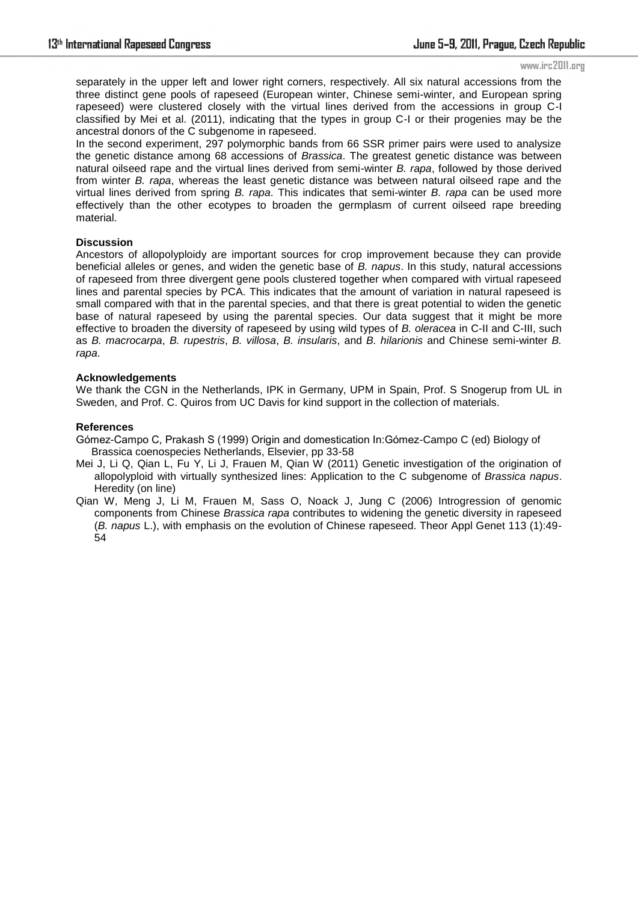separately in the upper left and lower right corners, respectively. All six natural accessions from the three distinct gene pools of rapeseed (European winter, Chinese semi-winter, and European spring rapeseed) were clustered closely with the virtual lines derived from the accessions in group C-I classified by Mei et al. (2011), indicating that the types in group C-I or their progenies may be the ancestral donors of the C subgenome in rapeseed.

In the second experiment, 297 polymorphic bands from 66 SSR primer pairs were used to analysize the genetic distance among 68 accessions of *Brassica*. The greatest genetic distance was between natural oilseed rape and the virtual lines derived from semi-winter *B. rapa*, followed by those derived from winter *B. rapa*, whereas the least genetic distance was between natural oilseed rape and the virtual lines derived from spring *B. rapa*. This indicates that semi-winter *B. rapa* can be used more effectively than the other ecotypes to broaden the germplasm of current oilseed rape breeding material.

**Discussion**

Ancestors of allopolyploidy are important sources for crop improvement because they can provide beneficial alleles or genes, and widen the genetic base of *B. napus*. In this study, natural accessions of rapeseed from three divergent gene pools clustered together when compared with virtual rapeseed lines and parental species by PCA. This indicates that the amount of variation in natural rapeseed is small compared with that in the parental species, and that there is great potential to widen the genetic base of natural rapeseed by using the parental species. Our data suggest that it might be more effective to broaden the diversity of rapeseed by using wild types of *B. oleracea* in C-II and C-III, such as *B. macrocarpa*, *B. rupestris*, *B. villosa*, *B. insularis*, and *B. hilarionis* and Chinese semi-winter *B. rapa*.

**Acknowledgements**

We thank the CGN in the Netherlands, IPK in Germany, UPM in Spain, Prof. S Snogerup from UL in Sweden, and Prof. C. Quiros from UC Davis for kind support in the collection of materials.

**References**

Gómez-Campo C, Prakash S (1999) Origin and domestication In:Gómez-Campo C (ed) Biology of Brassica coenospecies Netherlands, Elsevier, pp 33-58

Mei J, Li Q, Qian L, Fu Y, Li J, Frauen M, Qian W (2011) Genetic investigation of the origination of allopolyploid with virtually synthesized lines: Application to the C subgenome of *Brassica napus*. Heredity (on line)

Qian W, Meng J, Li M, Frauen M, Sass O, Noack J, Jung C (2006) Introgression of genomic components from Chinese *Brassica rapa* contributes to widening the genetic diversity in rapeseed (*B. napus* L.), with emphasis on the evolution of Chinese rapeseed. Theor Appl Genet 113 (1):49-54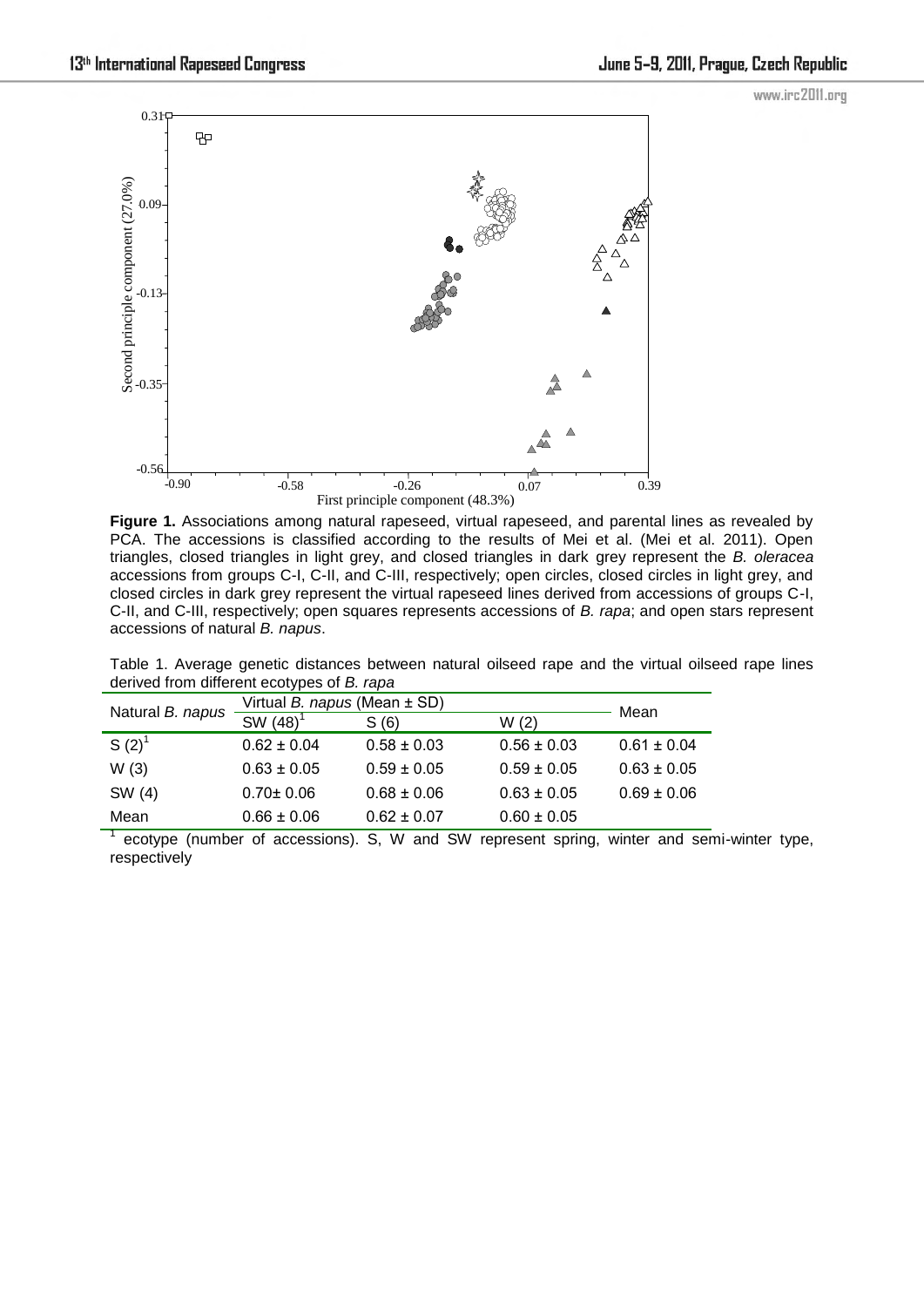0.31

0.09

-0.13

-0.35

-0.56

Second principle component (27.0%)

-0.90

-0.58

-0.26

0.07

0.39

First principle component (48.3%)

**Figure 1.** Associations among natural rapeseed, virtual rapeseed, and parental lines as revealed by PCA. The accessions is classified according to the results of Mei et al. (Mei et al. 2011). Open triangles, closed triangles in light grey, and closed triangles in dark grey represent the *B. oleracea* accessions from groups C-I, C-II, and C-III, respectively; open circles, closed circles in light grey, and closed circles in dark grey represent the virtual rapeseed lines derived from accessions of groups C-I, C-II, and C-III, respectively; open squares represents accessions of *B. rapa*; and open stars represent accessions of natural *B. napus*.

Table 1. Average genetic distances between natural oilseed rape and the virtual oilseed rape lines derived from different ecotypes of *B. rapa*

| Natural *B. napus* | Virtual *B. napus* (Mean ± SD) | | | Mean |
|---|---|---|---|---|
| | SW (48)[1] | S (6) | W (2) | |
| S (2)[1] | 0.62 ± 0.04 | 0.58 ± 0.03 | 0.56 ± 0.03 | 0.61 ± 0.04 |
| W (3) | 0.63 ± 0.05 | 0.59 ± 0.05 | 0.59 ± 0.05 | 0.63 ± 0.05 |
| SW (4) | 0.70± 0.06 | 0.68 ± 0.06 | 0.63 ± 0.05 | 0.69 ± 0.06 |
| Mean | 0.66 ± 0.06 | 0.62 ± 0.07 | 0.60 ± 0.05 | |

[1] ecotype (number of accessions). S, W and SW represent spring, winter and semi-winter type, respectively